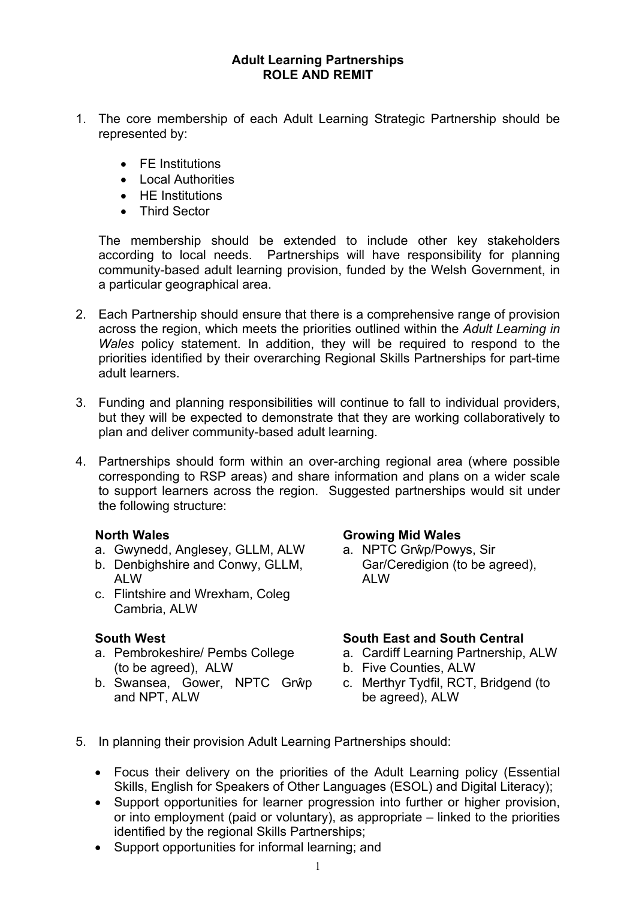# Adult Learning Partnerships
## ROLE AND REMIT

1. The core membership of each Adult Learning Strategic Partnership should be represented by:

   - FE Institutions
   - Local Authorities
   - HE Institutions
   - Third Sector

   The membership should be extended to include other key stakeholders according to local needs. Partnerships will have responsibility for planning community-based adult learning provision, funded by the Welsh Government, in a particular geographical area.

2. Each Partnership should ensure that there is a comprehensive range of provision across the region, which meets the priorities outlined within the *Adult Learning in Wales* policy statement. In addition, they will be required to respond to the priorities identified by their overarching Regional Skills Partnerships for part-time adult learners.

3. Funding and planning responsibilities will continue to fall to individual providers, but they will be expected to demonstrate that they are working collaboratively to plan and deliver community-based adult learning.

4. Partnerships should form within an over-arching regional area (where possible corresponding to RSP areas) and share information and plans on a wider scale to support learners across the region. Suggested partnerships would sit under the following structure:

   **North Wales**
   a. Gwynedd, Anglesey, GLLM, ALW
   b. Denbighshire and Conwy, GLLM, ALW
   c. Flintshire and Wrexham, Coleg Cambria, ALW

   **Growing Mid Wales**
   a. NPTC Grŵp/Powys, Sir Gar/Ceredigion (to be agreed), ALW

   **South West**
   a. Pembrokeshire/ Pembs College (to be agreed), ALW
   b. Swansea, Gower, NPTC Grŵp and NPT, ALW

   **South East and South Central**
   a. Cardiff Learning Partnership, ALW
   b. Five Counties, ALW
   c. Merthyr Tydfil, RCT, Bridgend (to be agreed), ALW

5. In planning their provision Adult Learning Partnerships should:

   - Focus their delivery on the priorities of the Adult Learning policy (Essential Skills, English for Speakers of Other Languages (ESOL) and Digital Literacy);
   - Support opportunities for learner progression into further or higher provision, or into employment (paid or voluntary), as appropriate – linked to the priorities identified by the regional Skills Partnerships;
   - Support opportunities for informal learning; and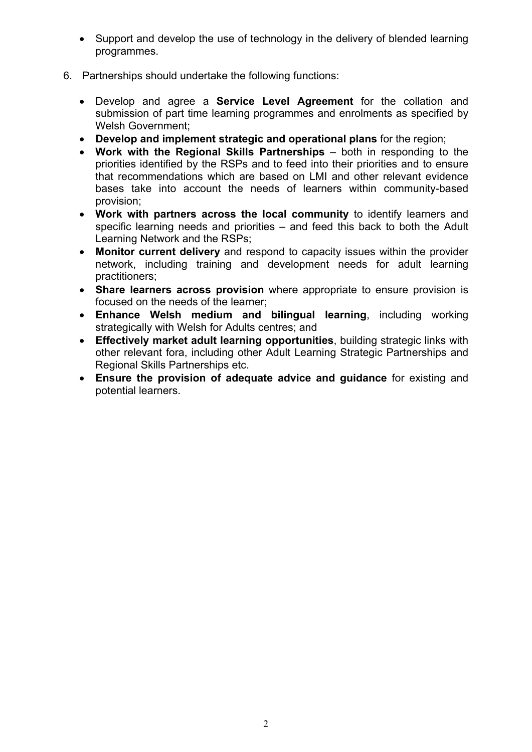- Support and develop the use of technology in the delivery of blended learning programmes.

6. Partnerships should undertake the following functions:

   - Develop and agree a **Service Level Agreement** for the collation and submission of part time learning programmes and enrolments as specified by Welsh Government;
   - **Develop and implement strategic and operational plans** for the region;
   - **Work with the Regional Skills Partnerships** – both in responding to the priorities identified by the RSPs and to feed into their priorities and to ensure that recommendations which are based on LMI and other relevant evidence bases take into account the needs of learners within community-based provision;
   - **Work with partners across the local community** to identify learners and specific learning needs and priorities – and feed this back to both the Adult Learning Network and the RSPs;
   - **Monitor current delivery** and respond to capacity issues within the provider network, including training and development needs for adult learning practitioners;
   - **Share learners across provision** where appropriate to ensure provision is focused on the needs of the learner;
   - **Enhance Welsh medium and bilingual learning**, including working strategically with Welsh for Adults centres; and
   - **Effectively market adult learning opportunities**, building strategic links with other relevant fora, including other Adult Learning Strategic Partnerships and Regional Skills Partnerships etc.
   - **Ensure the provision of adequate advice and guidance** for existing and potential learners.